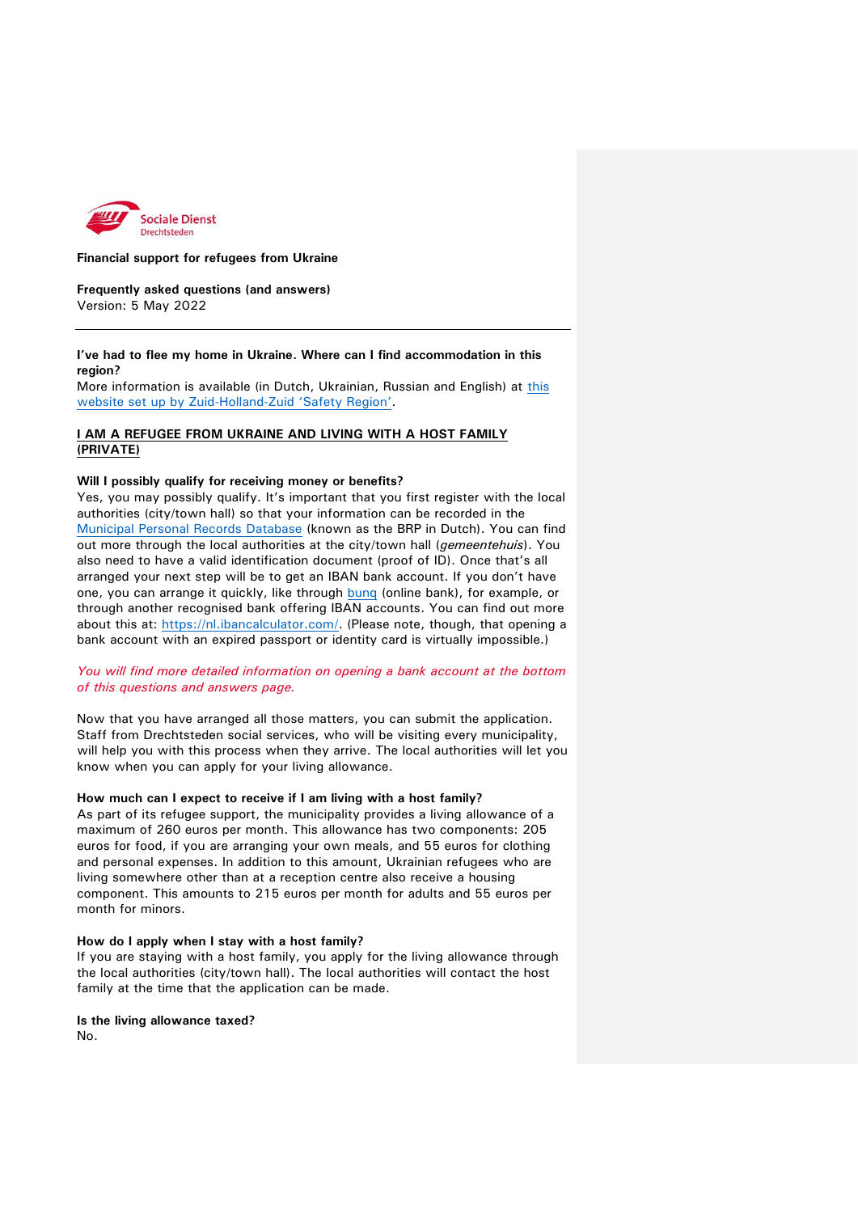Sociale Dienst
Drechtsteden

**Financial support for refugees from Ukraine**

**Frequently asked questions (and answers)**
Version: 5 May 2022

---

**I've had to flee my home in Ukraine. Where can I find accommodation in this region?**
More information is available (in Dutch, Ukrainian, Russian and English) at this website set up by Zuid-Holland-Zuid 'Safety Region'.

## I AM A REFUGEE FROM UKRAINE AND LIVING WITH A HOST FAMILY (PRIVATE)

**Will I possibly qualify for receiving money or benefits?**
Yes, you may possibly qualify. It's important that you first register with the local authorities (city/town hall) so that your information can be recorded in the Municipal Personal Records Database (known as the BRP in Dutch). You can find out more through the local authorities at the city/town hall (*gemeentehuis*). You also need to have a valid identification document (proof of ID). Once that's all arranged your next step will be to get an IBAN bank account. If you don't have one, you can arrange it quickly, like through bunq (online bank), for example, or through another recognised bank offering IBAN accounts. You can find out more about this at: https://nl.ibancalculator.com/. (Please note, though, that opening a bank account with an expired passport or identity card is virtually impossible.)

*You will find more detailed information on opening a bank account at the bottom of this questions and answers page.*

Now that you have arranged all those matters, you can submit the application. Staff from Drechtsteden social services, who will be visiting every municipality, will help you with this process when they arrive. The local authorities will let you know when you can apply for your living allowance.

**How much can I expect to receive if I am living with a host family?**
As part of its refugee support, the municipality provides a living allowance of a maximum of 260 euros per month. This allowance has two components: 205 euros for food, if you are arranging your own meals, and 55 euros for clothing and personal expenses. In addition to this amount, Ukrainian refugees who are living somewhere other than at a reception centre also receive a housing component. This amounts to 215 euros per month for adults and 55 euros per month for minors.

**How do I apply when I stay with a host family?**
If you are staying with a host family, you apply for the living allowance through the local authorities (city/town hall). The local authorities will contact the host family at the time that the application can be made.

**Is the living allowance taxed?**
No.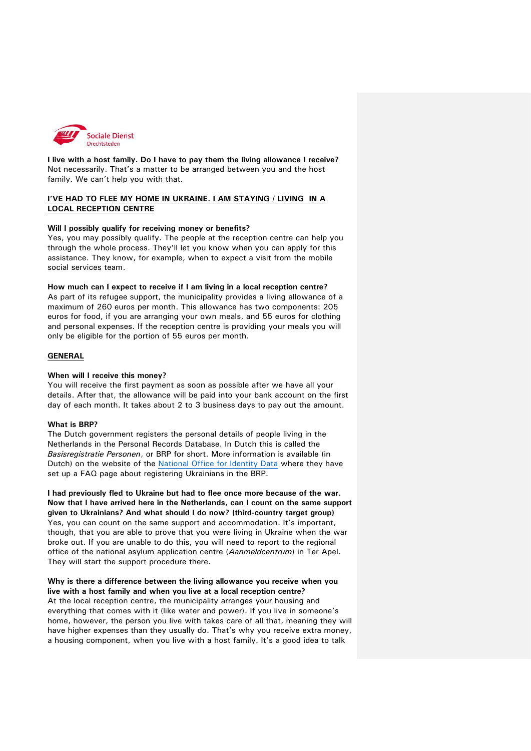**I live with a host family. Do I have to pay them the living allowance I receive?**
Not necessarily. That's a matter to be arranged between you and the host family. We can't help you with that.

## I'VE HAD TO FLEE MY HOME IN UKRAINE. I AM STAYING / LIVING IN A LOCAL RECEPTION CENTRE

**Will I possibly qualify for receiving money or benefits?**
Yes, you may possibly qualify. The people at the reception centre can help you through the whole process. They'll let you know when you can apply for this assistance. They know, for example, when to expect a visit from the mobile social services team.

**How much can I expect to receive if I am living in a local reception centre?**
As part of its refugee support, the municipality provides a living allowance of a maximum of 260 euros per month. This allowance has two components: 205 euros for food, if you are arranging your own meals, and 55 euros for clothing and personal expenses. If the reception centre is providing your meals you will only be eligible for the portion of 55 euros per month.

## GENERAL

**When will I receive this money?**
You will receive the first payment as soon as possible after we have all your details. After that, the allowance will be paid into your bank account on the first day of each month. It takes about 2 to 3 business days to pay out the amount.

**What is BRP?**
The Dutch government registers the personal details of people living in the Netherlands in the Personal Records Database. In Dutch this is called the *Basisregistratie Personen*, or BRP for short. More information is available (in Dutch) on the website of the National Office for Identity Data where they have set up a FAQ page about registering Ukrainians in the BRP.

**I had previously fled to Ukraine but had to flee once more because of the war. Now that I have arrived here in the Netherlands, can I count on the same support given to Ukrainians? And what should I do now? (third-country target group)**
Yes, you can count on the same support and accommodation. It's important, though, that you are able to prove that you were living in Ukraine when the war broke out. If you are unable to do this, you will need to report to the regional office of the national asylum application centre (*Aanmeldcentrum*) in Ter Apel. They will start the support procedure there.

**Why is there a difference between the living allowance you receive when you live with a host family and when you live at a local reception centre?**
At the local reception centre, the municipality arranges your housing and everything that comes with it (like water and power). If you live in someone's home, however, the person you live with takes care of all that, meaning they will have higher expenses than they usually do. That's why you receive extra money, a housing component, when you live with a host family. It's a good idea to talk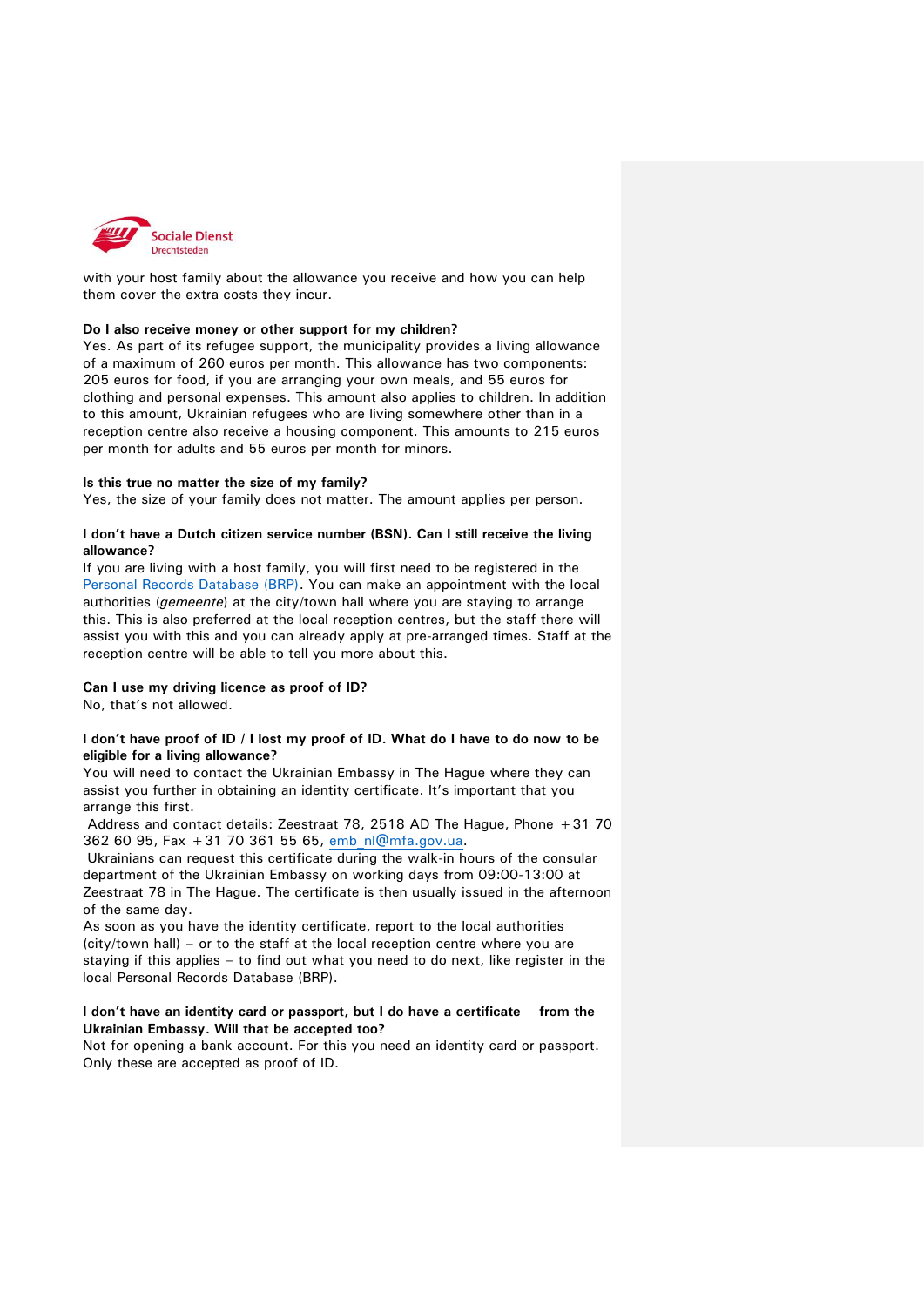with your host family about the allowance you receive and how you can help them cover the extra costs they incur.

**Do I also receive money or other support for my children?**
Yes. As part of its refugee support, the municipality provides a living allowance of a maximum of 260 euros per month. This allowance has two components: 205 euros for food, if you are arranging your own meals, and 55 euros for clothing and personal expenses. This amount also applies to children. In addition to this amount, Ukrainian refugees who are living somewhere other than in a reception centre also receive a housing component. This amounts to 215 euros per month for adults and 55 euros per month for minors.

**Is this true no matter the size of my family?**
Yes, the size of your family does not matter. The amount applies per person.

**I don't have a Dutch citizen service number (BSN). Can I still receive the living allowance?**
If you are living with a host family, you will first need to be registered in the Personal Records Database (BRP). You can make an appointment with the local authorities (*gemeente*) at the city/town hall where you are staying to arrange this. This is also preferred at the local reception centres, but the staff there will assist you with this and you can already apply at pre-arranged times. Staff at the reception centre will be able to tell you more about this.

**Can I use my driving licence as proof of ID?**
No, that's not allowed.

**I don't have proof of ID / I lost my proof of ID. What do I have to do now to be eligible for a living allowance?**
You will need to contact the Ukrainian Embassy in The Hague where they can assist you further in obtaining an identity certificate. It's important that you arrange this first.
Address and contact details: Zeestraat 78, 2518 AD The Hague, Phone +31 70 362 60 95, Fax +31 70 361 55 65, emb_nl@mfa.gov.ua.
Ukrainians can request this certificate during the walk-in hours of the consular department of the Ukrainian Embassy on working days from 09:00-13:00 at Zeestraat 78 in The Hague. The certificate is then usually issued in the afternoon of the same day.
As soon as you have the identity certificate, report to the local authorities (city/town hall) – or to the staff at the local reception centre where you are staying if this applies – to find out what you need to do next, like register in the local Personal Records Database (BRP).

**I don't have an identity card or passport, but I do have a certificate from the Ukrainian Embassy. Will that be accepted too?**
Not for opening a bank account. For this you need an identity card or passport. Only these are accepted as proof of ID.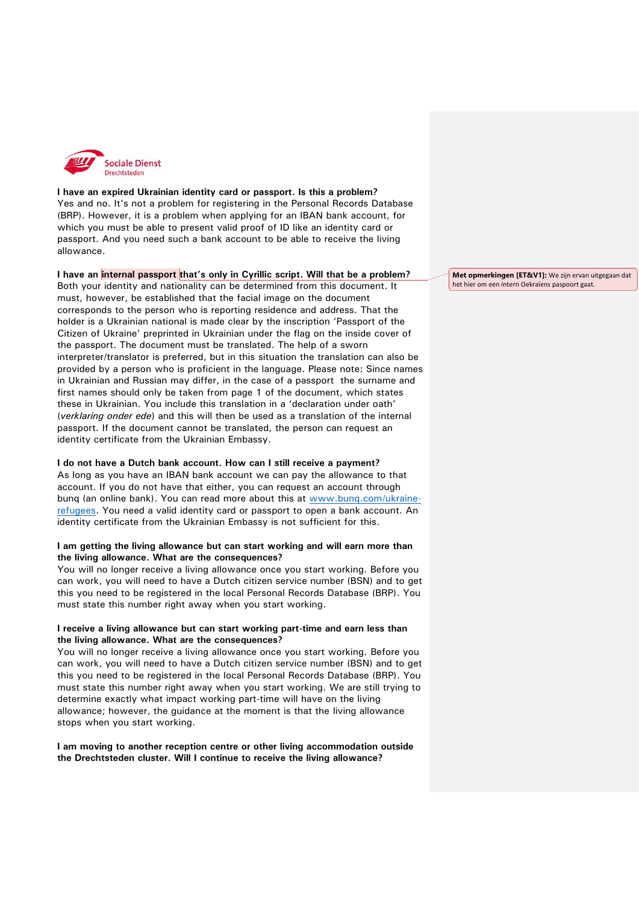**I have an expired Ukrainian identity card or passport. Is this a problem?**
Yes and no. It's not a problem for registering in the Personal Records Database (BRP). However, it is a problem when applying for an IBAN bank account, for which you must be able to present valid proof of ID like an identity card or passport. And you need such a bank account to be able to receive the living allowance.

**I have an internal passport that's only in Cyrillic script. Will that be a problem?**
Both your identity and nationality can be determined from this document. It must, however, be established that the facial image on the document corresponds to the person who is reporting residence and address. That the holder is a Ukrainian national is made clear by the inscription 'Passport of the Citizen of Ukraine' preprinted in Ukrainian under the flag on the inside cover of the passport. The document must be translated. The help of a sworn interpreter/translator is preferred, but in this situation the translation can also be provided by a person who is proficient in the language. Please note: Since names in Ukrainian and Russian may differ, in the case of a passport the surname and first names should only be taken from page 1 of the document, which states these in Ukrainian. You include this translation in a 'declaration under oath' (*verklaring onder ede*) and this will then be used as a translation of the internal passport. If the document cannot be translated, the person can request an identity certificate from the Ukrainian Embassy.

> **Met opmerkingen [ET&V1]:** We zijn ervan uitgegaan dat het hier om een intern Oekraïens paspoort gaat.

**I do not have a Dutch bank account. How can I still receive a payment?**
As long as you have an IBAN bank account we can pay the allowance to that account. If you do not have that either, you can request an account through bunq (an online bank). You can read more about this at www.bunq.com/ukraine-refugees. You need a valid identity card or passport to open a bank account. An identity certificate from the Ukrainian Embassy is not sufficient for this.

**I am getting the living allowance but can start working and will earn more than the living allowance. What are the consequences?**
You will no longer receive a living allowance once you start working. Before you can work, you will need to have a Dutch citizen service number (BSN) and to get this you need to be registered in the local Personal Records Database (BRP). You must state this number right away when you start working.

**I receive a living allowance but can start working part-time and earn less than the living allowance. What are the consequences?**
You will no longer receive a living allowance once you start working. Before you can work, you will need to have a Dutch citizen service number (BSN) and to get this you need to be registered in the local Personal Records Database (BRP). You must state this number right away when you start working. We are still trying to determine exactly what impact working part-time will have on the living allowance; however, the guidance at the moment is that the living allowance stops when you start working.

**I am moving to another reception centre or other living accommodation outside the Drechtsteden cluster. Will I continue to receive the living allowance?**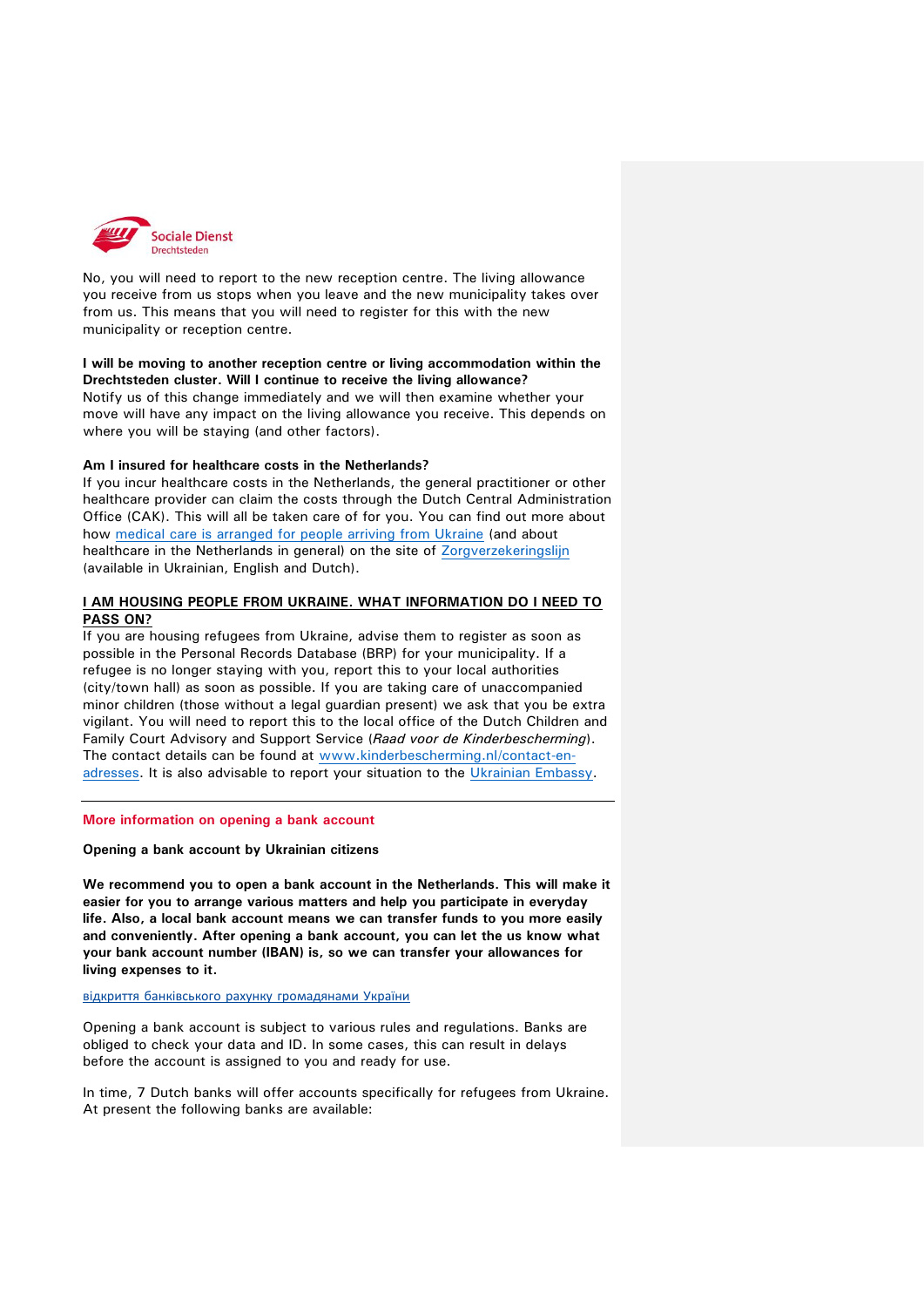No, you will need to report to the new reception centre. The living allowance you receive from us stops when you leave and the new municipality takes over from us. This means that you will need to register for this with the new municipality or reception centre.

**I will be moving to another reception centre or living accommodation within the Drechtsteden cluster. Will I continue to receive the living allowance?**

Notify us of this change immediately and we will then examine whether your move will have any impact on the living allowance you receive. This depends on where you will be staying (and other factors).

**Am I insured for healthcare costs in the Netherlands?**

If you incur healthcare costs in the Netherlands, the general practitioner or other healthcare provider can claim the costs through the Dutch Central Administration Office (CAK). This will all be taken care of for you. You can find out more about how medical care is arranged for people arriving from Ukraine (and about healthcare in the Netherlands in general) on the site of Zorgverzekeringslijn (available in Ukrainian, English and Dutch).

## I AM HOUSING PEOPLE FROM UKRAINE. WHAT INFORMATION DO I NEED TO PASS ON?

If you are housing refugees from Ukraine, advise them to register as soon as possible in the Personal Records Database (BRP) for your municipality. If a refugee is no longer staying with you, report this to your local authorities (city/town hall) as soon as possible. If you are taking care of unaccompanied minor children (those without a legal guardian present) we ask that you be extra vigilant. You will need to report this to the local office of the Dutch Children and Family Court Advisory and Support Service (*Raad voor de Kinderbescherming*). The contact details can be found at www.kinderbescherming.nl/contact-en-adresses. It is also advisable to report your situation to the Ukrainian Embassy.

---

## More information on opening a bank account

**Opening a bank account by Ukrainian citizens**

**We recommend you to open a bank account in the Netherlands. This will make it easier for you to arrange various matters and help you participate in everyday life. Also, a local bank account means we can transfer funds to you more easily and conveniently. After opening a bank account, you can let the us know what your bank account number (IBAN) is, so we can transfer your allowances for living expenses to it.**

відкриття банківського рахунку громадянами України

Opening a bank account is subject to various rules and regulations. Banks are obliged to check your data and ID. In some cases, this can result in delays before the account is assigned to you and ready for use.

In time, 7 Dutch banks will offer accounts specifically for refugees from Ukraine. At present the following banks are available: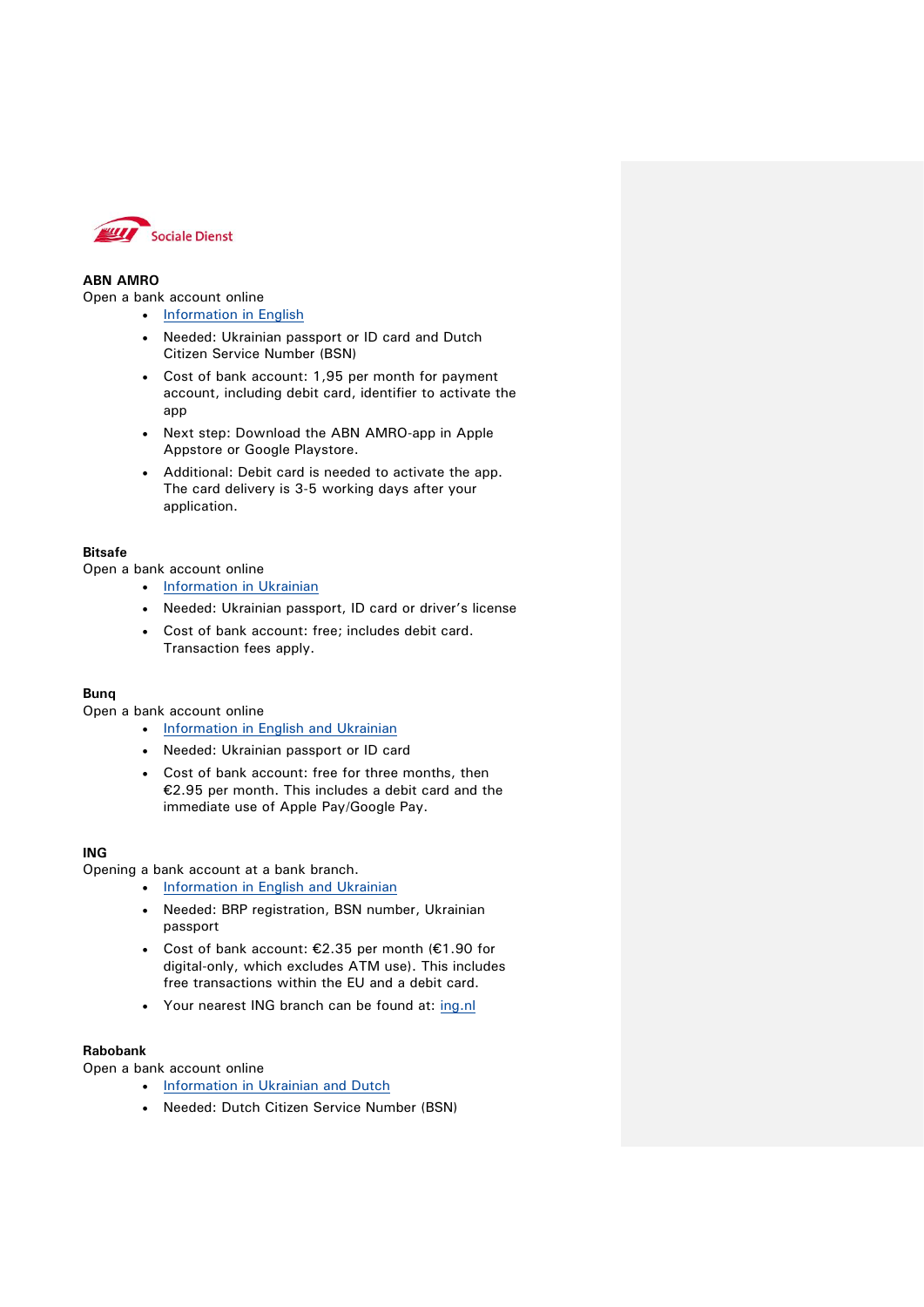Sociale Dienst

**ABN AMRO**

Open a bank account online

- Information in English
- Needed: Ukrainian passport or ID card and Dutch Citizen Service Number (BSN)
- Cost of bank account: 1,95 per month for payment account, including debit card, identifier to activate the app
- Next step: Download the ABN AMRO-app in Apple Appstore or Google Playstore.
- Additional: Debit card is needed to activate the app. The card delivery is 3-5 working days after your application.

**Bitsafe**

Open a bank account online

- Information in Ukrainian
- Needed: Ukrainian passport, ID card or driver's license
- Cost of bank account: free; includes debit card. Transaction fees apply.

**Bunq**

Open a bank account online

- Information in English and Ukrainian
- Needed: Ukrainian passport or ID card
- Cost of bank account: free for three months, then €2.95 per month. This includes a debit card and the immediate use of Apple Pay/Google Pay.

**ING**

Opening a bank account at a bank branch.

- Information in English and Ukrainian
- Needed: BRP registration, BSN number, Ukrainian passport
- Cost of bank account: €2.35 per month (€1.90 for digital-only, which excludes ATM use). This includes free transactions within the EU and a debit card.
- Your nearest ING branch can be found at: ing.nl

**Rabobank**

Open a bank account online

- Information in Ukrainian and Dutch
- Needed: Dutch Citizen Service Number (BSN)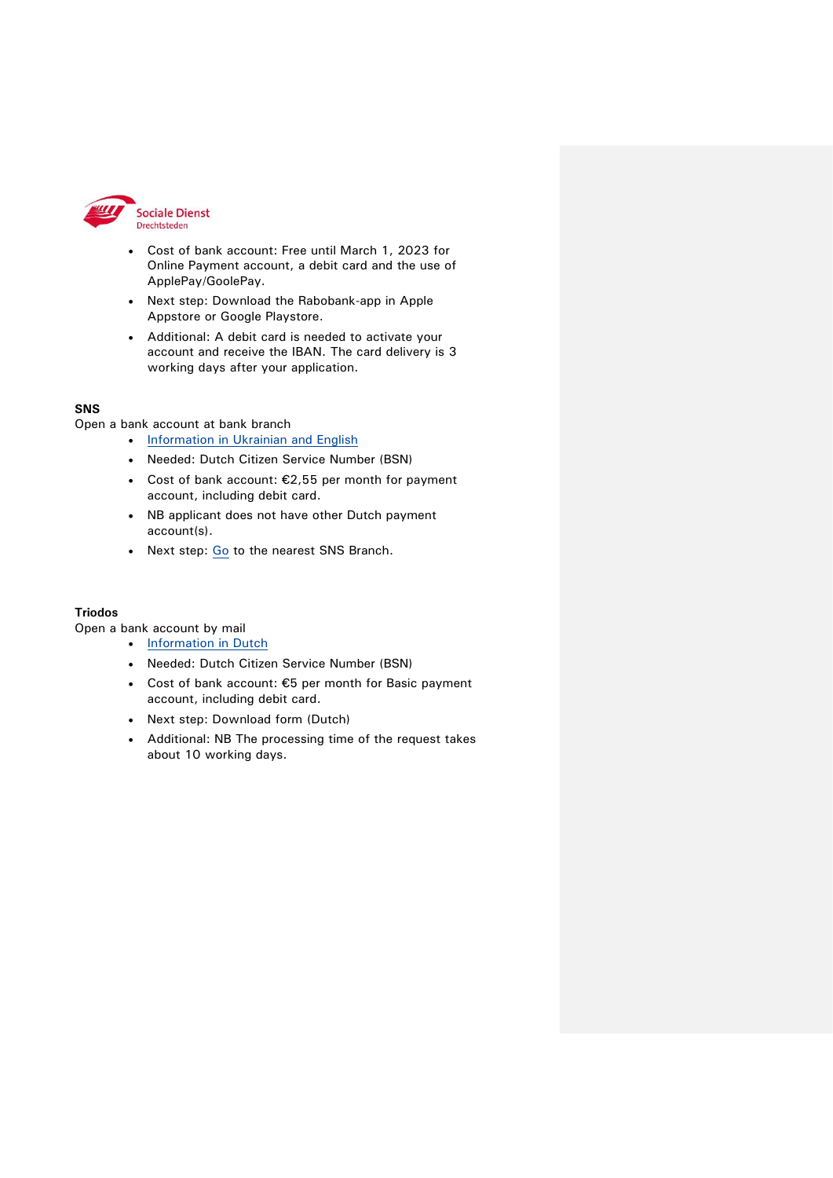- Cost of bank account: Free until March 1, 2023 for Online Payment account, a debit card and the use of ApplePay/GoolePay.
- Next step: Download the Rabobank-app in Apple Appstore or Google Playstore.
- Additional: A debit card is needed to activate your account and receive the IBAN. The card delivery is 3 working days after your application.

**SNS**

Open a bank account at bank branch

- Information in Ukrainian and English
- Needed: Dutch Citizen Service Number (BSN)
- Cost of bank account: €2,55 per month for payment account, including debit card.
- NB applicant does not have other Dutch payment account(s).
- Next step: Go to the nearest SNS Branch.

**Triodos**

Open a bank account by mail

- Information in Dutch
- Needed: Dutch Citizen Service Number (BSN)
- Cost of bank account: €5 per month for Basic payment account, including debit card.
- Next step: Download form (Dutch)
- Additional: NB The processing time of the request takes about 10 working days.